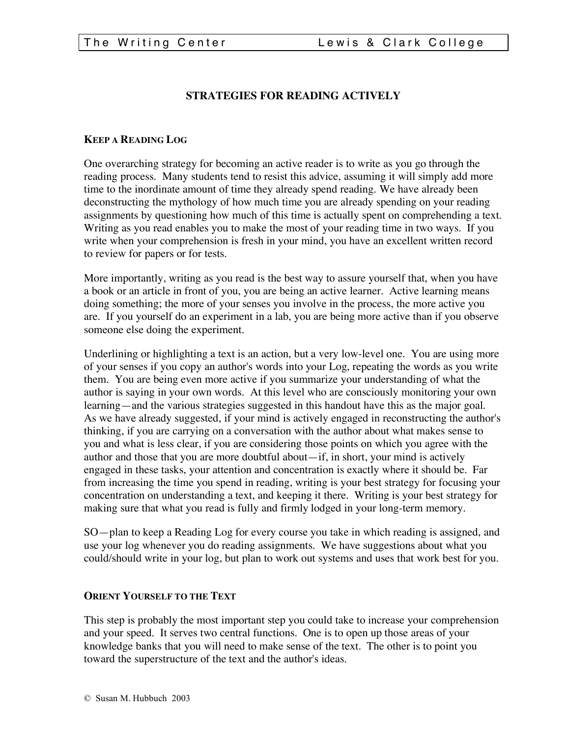# STRATEGIES FOR READING ACTIVELY

## KEEP A READING LOG

One overarching strategy for becoming an active reader is to write as you go through the reading process. Many students tend to resist this advice, assuming it will simply add more time to the inordinate amount of time they already spend reading. We have already been deconstructing the mythology of how much time you are already spending on your reading assignments by questioning how much of this time is actually spent on comprehending a text. Writing as you read enables you to make the most of your reading time in two ways. If you write when your comprehension is fresh in your mind, you have an excellent written record to review for papers or for tests.

More importantly, writing as you read is the best way to assure yourself that, when you have a book or an article in front of you, you are being an active learner. Active learning means doing something; the more of your senses you involve in the process, the more active you are. If you yourself do an experiment in a lab, you are being more active than if you observe someone else doing the experiment.

Underlining or highlighting a text is an action, but a very low-level one. You are using more of your senses if you copy an author's words into your Log, repeating the words as you write them. You are being even more active if you summarize your understanding of what the author is saying in your own words. At this level who are consciously monitoring your own learning—and the various strategies suggested in this handout have this as the major goal. As we have already suggested, if your mind is actively engaged in reconstructing the author's thinking, if you are carrying on a conversation with the author about what makes sense to you and what is less clear, if you are considering those points on which you agree with the author and those that you are more doubtful about—if, in short, your mind is actively engaged in these tasks, your attention and concentration is exactly where it should be. Far from increasing the time you spend in reading, writing is your best strategy for focusing your concentration on understanding a text, and keeping it there. Writing is your best strategy for making sure that what you read is fully and firmly lodged in your long-term memory.

SO—plan to keep a Reading Log for every course you take in which reading is assigned, and use your log whenever you do reading assignments. We have suggestions about what you could/should write in your log, but plan to work out systems and uses that work best for you.

## ORIENT YOURSELF TO THE TEXT

This step is probably the most important step you could take to increase your comprehension and your speed. It serves two central functions. One is to open up those areas of your knowledge banks that you will need to make sense of the text. The other is to point you toward the superstructure of the text and the author's ideas.

© Susan M. Hubbuch 2003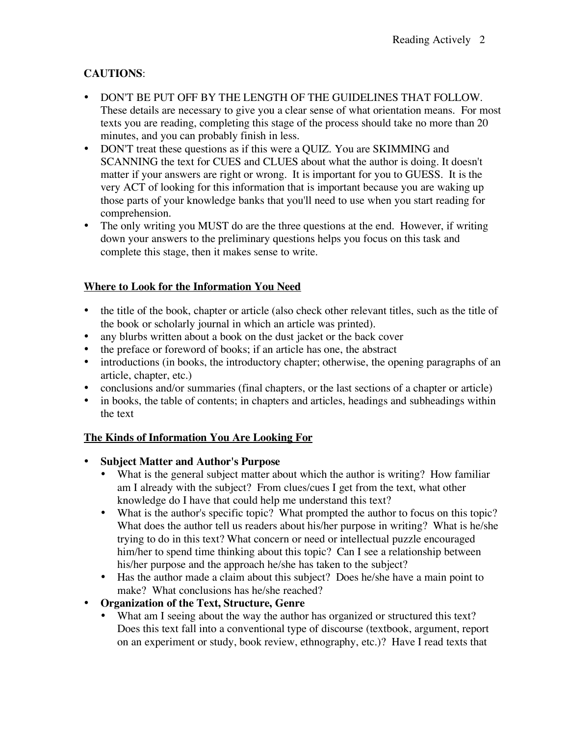**CAUTIONS**:

- DON'T BE PUT OFF BY THE LENGTH OF THE GUIDELINES THAT FOLLOW. These details are necessary to give you a clear sense of what orientation means. For most texts you are reading, completing this stage of the process should take no more than 20 minutes, and you can probably finish in less.
- DON'T treat these questions as if this were a QUIZ. You are SKIMMING and SCANNING the text for CUES and CLUES about what the author is doing. It doesn't matter if your answers are right or wrong. It is important for you to GUESS. It is the very ACT of looking for this information that is important because you are waking up those parts of your knowledge banks that you'll need to use when you start reading for comprehension.
- The only writing you MUST do are the three questions at the end. However, if writing down your answers to the preliminary questions helps you focus on this task and complete this stage, then it makes sense to write.

**<u>Where to Look for the Information You Need</u>**

- the title of the book, chapter or article (also check other relevant titles, such as the title of the book or scholarly journal in which an article was printed).
- any blurbs written about a book on the dust jacket or the back cover
- the preface or foreword of books; if an article has one, the abstract
- introductions (in books, the introductory chapter; otherwise, the opening paragraphs of an article, chapter, etc.)
- conclusions and/or summaries (final chapters, or the last sections of a chapter or article)
- in books, the table of contents; in chapters and articles, headings and subheadings within the text

**<u>The Kinds of Information You Are Looking For</u>**

- **Subject Matter and Author's Purpose**
  - What is the general subject matter about which the author is writing? How familiar am I already with the subject? From clues/cues I get from the text, what other knowledge do I have that could help me understand this text?
  - What is the author's specific topic? What prompted the author to focus on this topic? What does the author tell us readers about his/her purpose in writing? What is he/she trying to do in this text? What concern or need or intellectual puzzle encouraged him/her to spend time thinking about this topic? Can I see a relationship between his/her purpose and the approach he/she has taken to the subject?
  - Has the author made a claim about this subject? Does he/she have a main point to make? What conclusions has he/she reached?
- **Organization of the Text, Structure, Genre**
  - What am I seeing about the way the author has organized or structured this text? Does this text fall into a conventional type of discourse (textbook, argument, report on an experiment or study, book review, ethnography, etc.)? Have I read texts that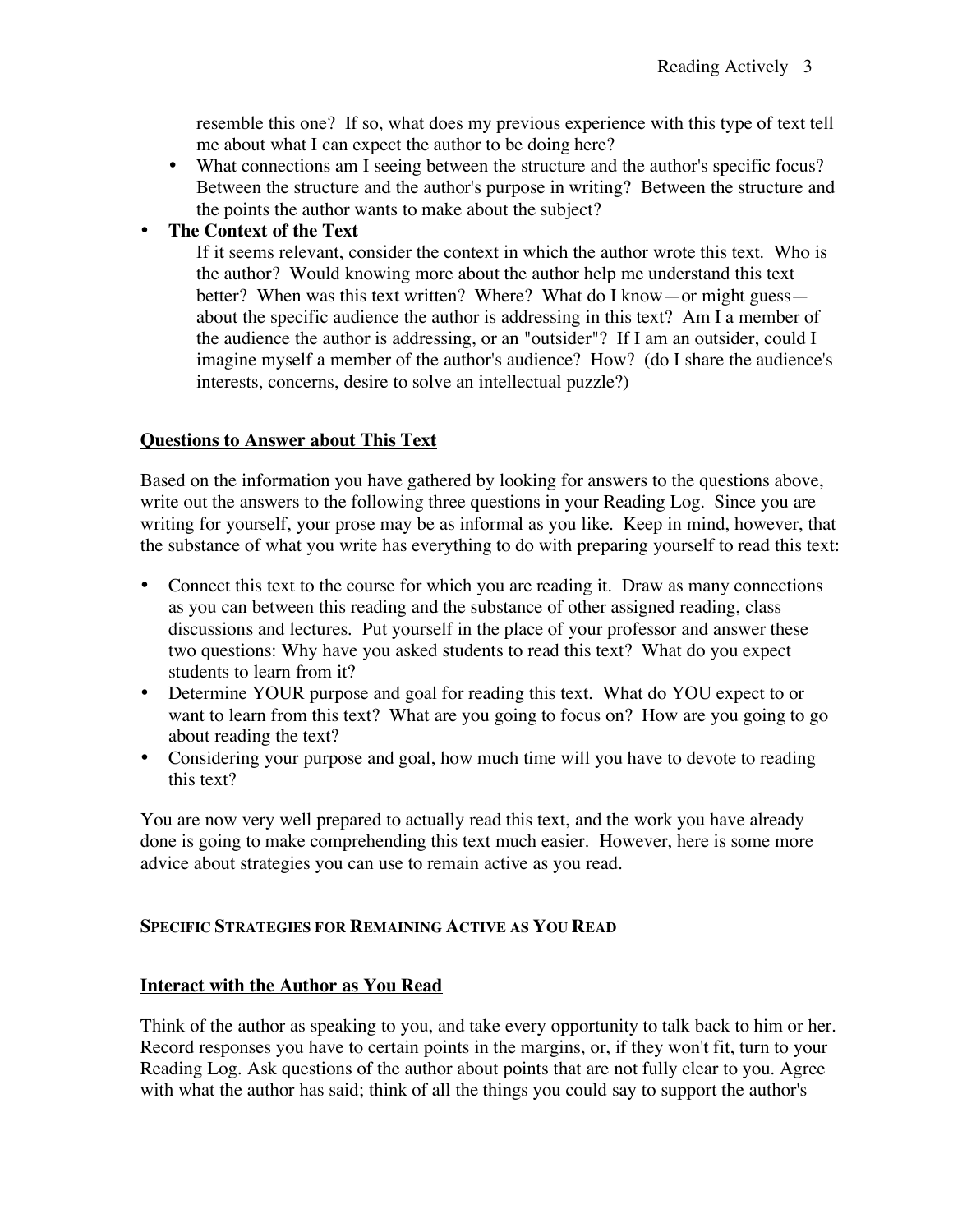resemble this one? If so, what does my previous experience with this type of text tell me about what I can expect the author to be doing here?

- What connections am I seeing between the structure and the author's specific focus? Between the structure and the author's purpose in writing? Between the structure and the points the author wants to make about the subject?

- **The Context of the Text**

  If it seems relevant, consider the context in which the author wrote this text. Who is the author? Would knowing more about the author help me understand this text better? When was this text written? Where? What do I know—or might guess—about the specific audience the author is addressing in this text? Am I a member of the audience the author is addressing, or an "outsider"? If I am an outsider, could I imagine myself a member of the author's audience? How? (do I share the audience's interests, concerns, desire to solve an intellectual puzzle?)

## Questions to Answer about This Text

Based on the information you have gathered by looking for answers to the questions above, write out the answers to the following three questions in your Reading Log. Since you are writing for yourself, your prose may be as informal as you like. Keep in mind, however, that the substance of what you write has everything to do with preparing yourself to read this text:

- Connect this text to the course for which you are reading it. Draw as many connections as you can between this reading and the substance of other assigned reading, class discussions and lectures. Put yourself in the place of your professor and answer these two questions: Why have you asked students to read this text? What do you expect students to learn from it?
- Determine YOUR purpose and goal for reading this text. What do YOU expect to or want to learn from this text? What are you going to focus on? How are you going to go about reading the text?
- Considering your purpose and goal, how much time will you have to devote to reading this text?

You are now very well prepared to actually read this text, and the work you have already done is going to make comprehending this text much easier. However, here is some more advice about strategies you can use to remain active as you read.

# SPECIFIC STRATEGIES FOR REMAINING ACTIVE AS YOU READ

## Interact with the Author as You Read

Think of the author as speaking to you, and take every opportunity to talk back to him or her. Record responses you have to certain points in the margins, or, if they won't fit, turn to your Reading Log. Ask questions of the author about points that are not fully clear to you. Agree with what the author has said; think of all the things you could say to support the author's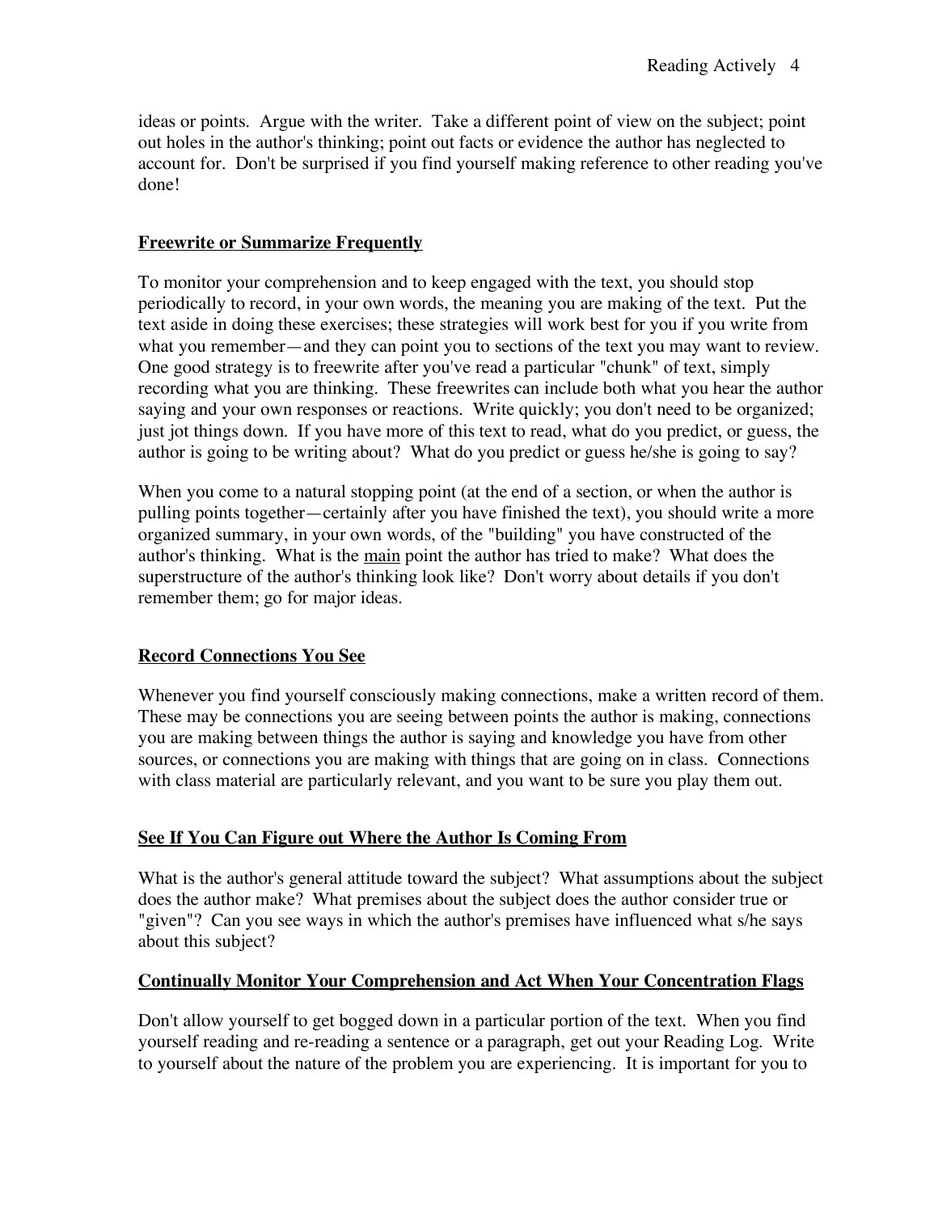ideas or points. Argue with the writer. Take a different point of view on the subject; point out holes in the author's thinking; point out facts or evidence the author has neglected to account for. Don't be surprised if you find yourself making reference to other reading you've done!

## Freewrite or Summarize Frequently

To monitor your comprehension and to keep engaged with the text, you should stop periodically to record, in your own words, the meaning you are making of the text. Put the text aside in doing these exercises; these strategies will work best for you if you write from what you remember—and they can point you to sections of the text you may want to review. One good strategy is to freewrite after you've read a particular "chunk" of text, simply recording what you are thinking. These freewrites can include both what you hear the author saying and your own responses or reactions. Write quickly; you don't need to be organized; just jot things down. If you have more of this text to read, what do you predict, or guess, the author is going to be writing about? What do you predict or guess he/she is going to say?

When you come to a natural stopping point (at the end of a section, or when the author is pulling points together—certainly after you have finished the text), you should write a more organized summary, in your own words, of the "building" you have constructed of the author's thinking. What is the <u>main</u> point the author has tried to make? What does the superstructure of the author's thinking look like? Don't worry about details if you don't remember them; go for major ideas.

## Record Connections You See

Whenever you find yourself consciously making connections, make a written record of them. These may be connections you are seeing between points the author is making, connections you are making between things the author is saying and knowledge you have from other sources, or connections you are making with things that are going on in class. Connections with class material are particularly relevant, and you want to be sure you play them out.

## See If You Can Figure out Where the Author Is Coming From

What is the author's general attitude toward the subject? What assumptions about the subject does the author make? What premises about the subject does the author consider true or "given"? Can you see ways in which the author's premises have influenced what s/he says about this subject?

## Continually Monitor Your Comprehension and Act When Your Concentration Flags

Don't allow yourself to get bogged down in a particular portion of the text. When you find yourself reading and re-reading a sentence or a paragraph, get out your Reading Log. Write to yourself about the nature of the problem you are experiencing. It is important for you to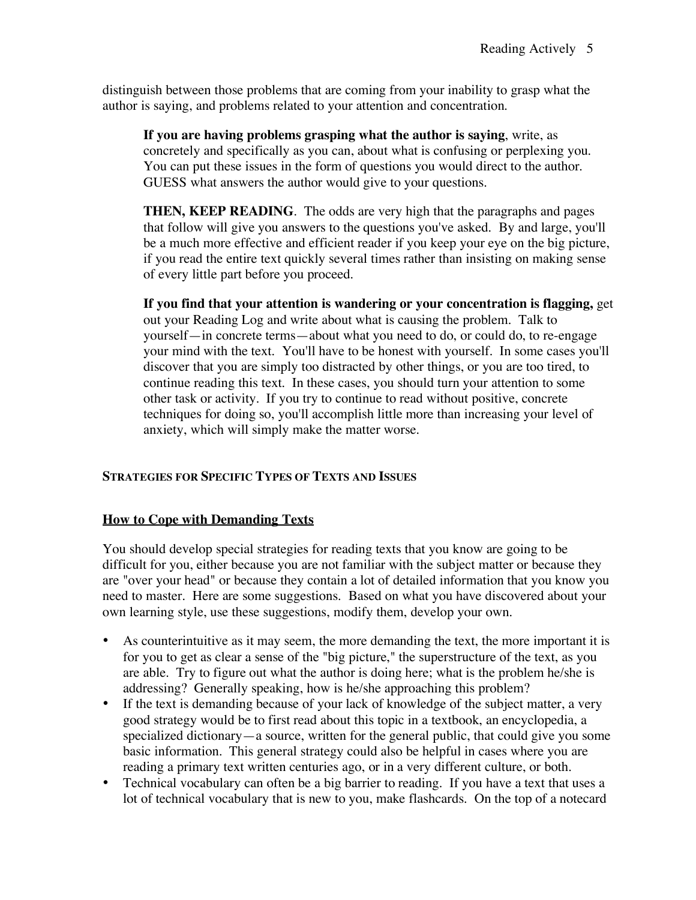distinguish between those problems that are coming from your inability to grasp what the author is saying, and problems related to your attention and concentration.

> **If you are having problems grasping what the author is saying**, write, as concretely and specifically as you can, about what is confusing or perplexing you. You can put these issues in the form of questions you would direct to the author. GUESS what answers the author would give to your questions.
>
> **THEN, KEEP READING**. The odds are very high that the paragraphs and pages that follow will give you answers to the questions you've asked. By and large, you'll be a much more effective and efficient reader if you keep your eye on the big picture, if you read the entire text quickly several times rather than insisting on making sense of every little part before you proceed.
>
> **If you find that your attention is wandering or your concentration is flagging,** get out your Reading Log and write about what is causing the problem. Talk to yourself—in concrete terms—about what you need to do, or could do, to re-engage your mind with the text. You'll have to be honest with yourself. In some cases you'll discover that you are simply too distracted by other things, or you are too tired, to continue reading this text. In these cases, you should turn your attention to some other task or activity. If you try to continue to read without positive, concrete techniques for doing so, you'll accomplish little more than increasing your level of anxiety, which will simply make the matter worse.

## STRATEGIES FOR SPECIFIC TYPES OF TEXTS AND ISSUES

### How to Cope with Demanding Texts

You should develop special strategies for reading texts that you know are going to be difficult for you, either because you are not familiar with the subject matter or because they are "over your head" or because they contain a lot of detailed information that you know you need to master. Here are some suggestions. Based on what you have discovered about your own learning style, use these suggestions, modify them, develop your own.

- As counterintuitive as it may seem, the more demanding the text, the more important it is for you to get as clear a sense of the "big picture," the superstructure of the text, as you are able. Try to figure out what the author is doing here; what is the problem he/she is addressing? Generally speaking, how is he/she approaching this problem?
- If the text is demanding because of your lack of knowledge of the subject matter, a very good strategy would be to first read about this topic in a textbook, an encyclopedia, a specialized dictionary—a source, written for the general public, that could give you some basic information. This general strategy could also be helpful in cases where you are reading a primary text written centuries ago, or in a very different culture, or both.
- Technical vocabulary can often be a big barrier to reading. If you have a text that uses a lot of technical vocabulary that is new to you, make flashcards. On the top of a notecard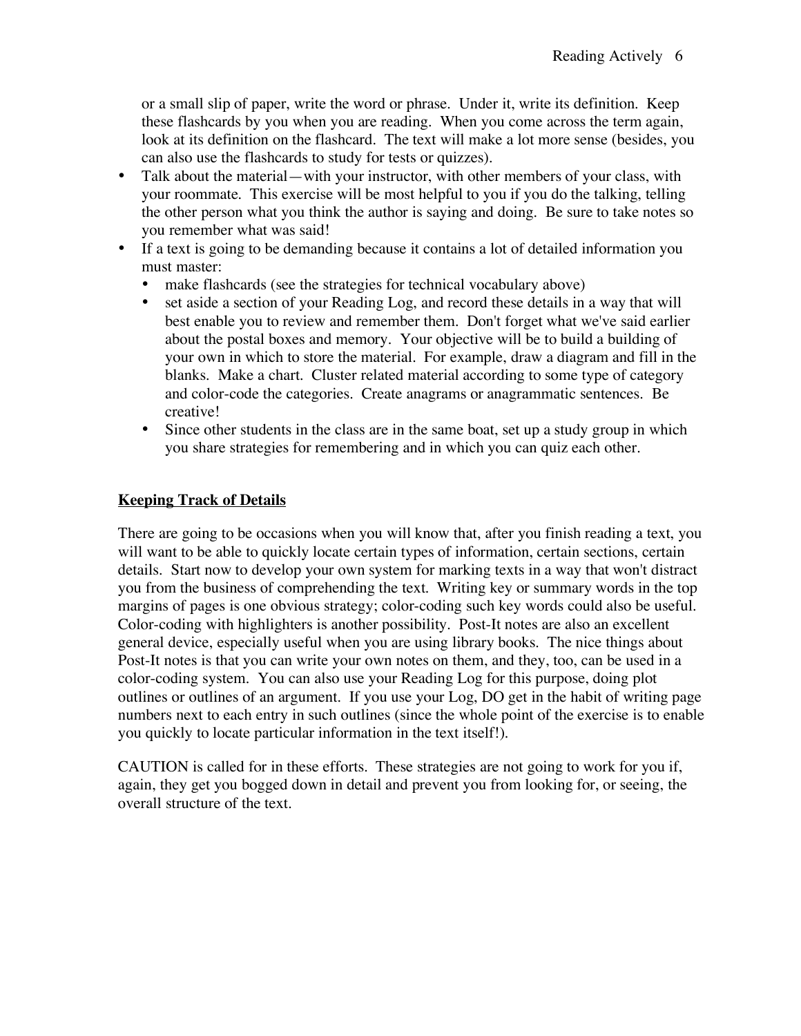or a small slip of paper, write the word or phrase. Under it, write its definition. Keep these flashcards by you when you are reading. When you come across the term again, look at its definition on the flashcard. The text will make a lot more sense (besides, you can also use the flashcards to study for tests or quizzes).

- Talk about the material—with your instructor, with other members of your class, with your roommate. This exercise will be most helpful to you if you do the talking, telling the other person what you think the author is saying and doing. Be sure to take notes so you remember what was said!
- If a text is going to be demanding because it contains a lot of detailed information you must master:
  - make flashcards (see the strategies for technical vocabulary above)
  - set aside a section of your Reading Log, and record these details in a way that will best enable you to review and remember them. Don't forget what we've said earlier about the postal boxes and memory. Your objective will be to build a building of your own in which to store the material. For example, draw a diagram and fill in the blanks. Make a chart. Cluster related material according to some type of category and color-code the categories. Create anagrams or anagrammatic sentences. Be creative!
  - Since other students in the class are in the same boat, set up a study group in which you share strategies for remembering and in which you can quiz each other.

## Keeping Track of Details

There are going to be occasions when you will know that, after you finish reading a text, you will want to be able to quickly locate certain types of information, certain sections, certain details. Start now to develop your own system for marking texts in a way that won't distract you from the business of comprehending the text. Writing key or summary words in the top margins of pages is one obvious strategy; color-coding such key words could also be useful. Color-coding with highlighters is another possibility. Post-It notes are also an excellent general device, especially useful when you are using library books. The nice things about Post-It notes is that you can write your own notes on them, and they, too, can be used in a color-coding system. You can also use your Reading Log for this purpose, doing plot outlines or outlines of an argument. If you use your Log, DO get in the habit of writing page numbers next to each entry in such outlines (since the whole point of the exercise is to enable you quickly to locate particular information in the text itself!).

CAUTION is called for in these efforts. These strategies are not going to work for you if, again, they get you bogged down in detail and prevent you from looking for, or seeing, the overall structure of the text.